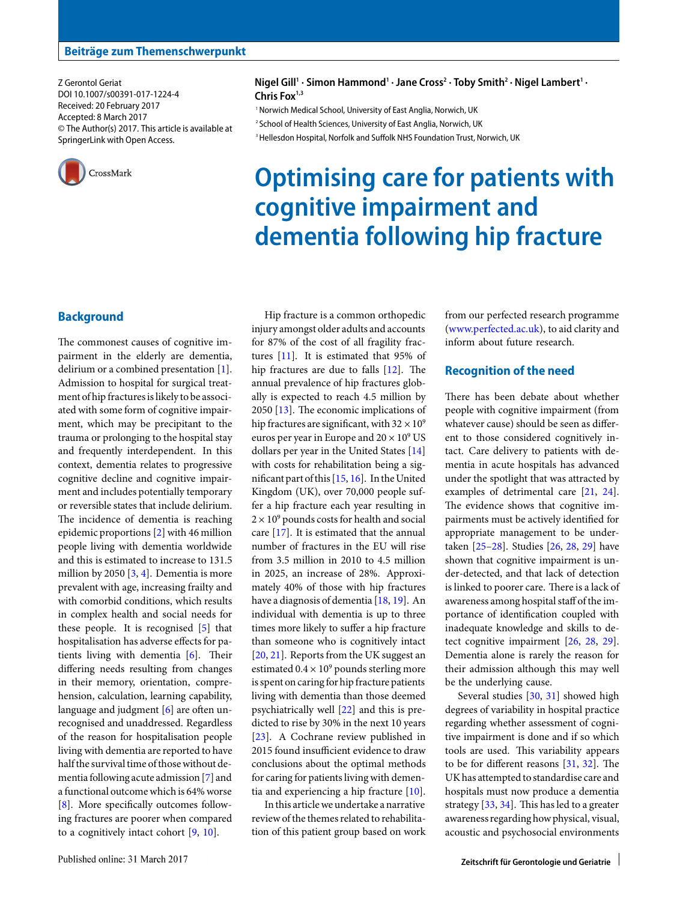Beiträge zum Themenschwerpunkt

Z Gerontol Geriat
DOI 10.1007/s00391-017-1224-4
Received: 20 February 2017
Accepted: 8 March 2017
© The Author(s) 2017. This article is available at SpringerLink with Open Access.

**Nigel Gill[1] · Simon Hammond[1] · Jane Cross[2] · Toby Smith[2] · Nigel Lambert[1] · Chris Fox[1,3]**

[1] Norwich Medical School, University of East Anglia, Norwich, UK
[2] School of Health Sciences, University of East Anglia, Norwich, UK
[3] Hellesdon Hospital, Norfolk and Suffolk NHS Foundation Trust, Norwich, UK

# Optimising care for patients with cognitive impairment and dementia following hip fracture

## Background

The commonest causes of cognitive impairment in the elderly are dementia, delirium or a combined presentation [1]. Admission to hospital for surgical treatment of hip fractures is likely to be associated with some form of cognitive impairment, which may be precipitant to the trauma or prolonging to the hospital stay and frequently interdependent. In this context, dementia relates to progressive cognitive decline and cognitive impairment and includes potentially temporary or reversible states that include delirium. The incidence of dementia is reaching epidemic proportions [2] with 46 million people living with dementia worldwide and this is estimated to increase to 131.5 million by 2050 [3, 4]. Dementia is more prevalent with age, increasing frailty and with comorbid conditions, which results in complex health and social needs for these people. It is recognised [5] that hospitalisation has adverse effects for patients living with dementia [6]. Their differing needs resulting from changes in their memory, orientation, comprehension, calculation, learning capability, language and judgment [6] are often unrecognised and unaddressed. Regardless of the reason for hospitalisation people living with dementia are reported to have half the survival time of those without dementia following acute admission [7] and a functional outcome which is 64% worse [8]. More specifically outcomes following fractures are poorer when compared to a cognitively intact cohort [9, 10].

Hip fracture is a common orthopedic injury amongst older adults and accounts for 87% of the cost of all fragility fractures [11]. It is estimated that 95% of hip fractures are due to falls [12]. The annual prevalence of hip fractures globally is expected to reach 4.5 million by 2050 [13]. The economic implications of hip fractures are significant, with $32 \times 10^9$ euros per year in Europe and $20 \times 10^9$ US dollars per year in the United States [14] with costs for rehabilitation being a significant part of this [15, 16]. In the United Kingdom (UK), over 70,000 people suffer a hip fracture each year resulting in $2 \times 10^9$ pounds costs for health and social care [17]. It is estimated that the annual number of fractures in the EU will rise from 3.5 million in 2010 to 4.5 million in 2025, an increase of 28%. Approximately 40% of those with hip fractures have a diagnosis of dementia [18, 19]. An individual with dementia is up to three times more likely to suffer a hip fracture than someone who is cognitively intact [20, 21]. Reports from the UK suggest an estimated $0.4 \times 10^9$ pounds sterling more is spent on caring for hip fracture patients living with dementia than those deemed psychiatrically well [22] and this is predicted to rise by 30% in the next 10 years [23]. A Cochrane review published in 2015 found insufficient evidence to draw conclusions about the optimal methods for caring for patients living with dementia and experiencing a hip fracture [10].

In this article we undertake a narrative review of the themes related to rehabilitation of this patient group based on work from our perfected research programme (www.perfected.ac.uk), to aid clarity and inform about future research.

## Recognition of the need

There has been debate about whether people with cognitive impairment (from whatever cause) should be seen as different to those considered cognitively intact. Care delivery to patients with dementia in acute hospitals has advanced under the spotlight that was attracted by examples of detrimental care [21, 24]. The evidence shows that cognitive impairments must be actively identified for appropriate management to be undertaken [25–28]. Studies [26, 28, 29] have shown that cognitive impairment is under-detected, and that lack of detection is linked to poorer care. There is a lack of awareness among hospital staff of the importance of identification coupled with inadequate knowledge and skills to detect cognitive impairment [26, 28, 29]. Dementia alone is rarely the reason for their admission although this may well be the underlying cause.

Several studies [30, 31] showed high degrees of variability in hospital practice regarding whether assessment of cognitive impairment is done and if so which tools are used. This variability appears to be for different reasons [31, 32]. The UK has attempted to standardise care and hospitals must now produce a dementia strategy [33, 34]. This has led to a greater awareness regarding how physical, visual, acoustic and psychosocial environments

Published online: 31 March 2017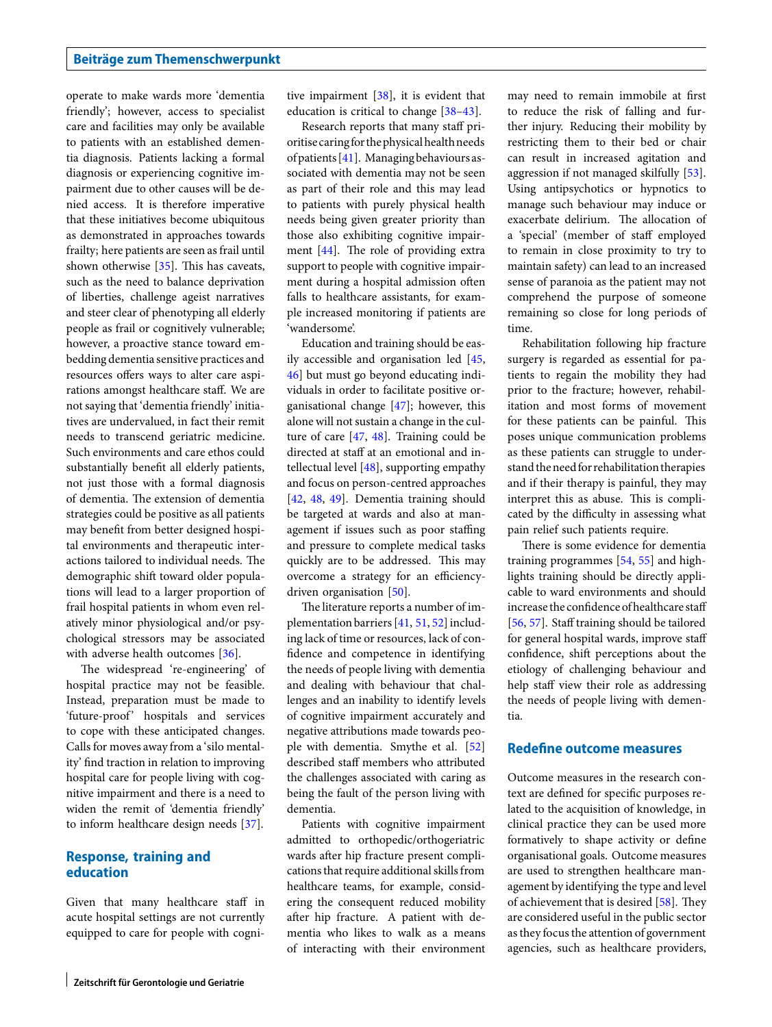operate to make wards more 'dementia friendly'; however, access to specialist care and facilities may only be available to patients with an established dementia diagnosis. Patients lacking a formal diagnosis or experiencing cognitive impairment due to other causes will be denied access. It is therefore imperative that these initiatives become ubiquitous as demonstrated in approaches towards frailty; here patients are seen as frail until shown otherwise [35]. This has caveats, such as the need to balance deprivation of liberties, challenge ageist narratives and steer clear of phenotyping all elderly people as frail or cognitively vulnerable; however, a proactive stance toward embedding dementia sensitive practices and resources offers ways to alter care aspirations amongst healthcare staff. We are not saying that 'dementia friendly' initiatives are undervalued, in fact their remit needs to transcend geriatric medicine. Such environments and care ethos could substantially benefit all elderly patients, not just those with a formal diagnosis of dementia. The extension of dementia strategies could be positive as all patients may benefit from better designed hospital environments and therapeutic interactions tailored to individual needs. The demographic shift toward older populations will lead to a larger proportion of frail hospital patients in whom even relatively minor physiological and/or psychological stressors may be associated with adverse health outcomes [36].

The widespread 're-engineering' of hospital practice may not be feasible. Instead, preparation must be made to 'future-proof' hospitals and services to cope with these anticipated changes. Calls for moves away from a 'silo mentality' find traction in relation to improving hospital care for people living with cognitive impairment and there is a need to widen the remit of 'dementia friendly' to inform healthcare design needs [37].

## Response, training and education

Given that many healthcare staff in acute hospital settings are not currently equipped to care for people with cognitive impairment [38], it is evident that education is critical to change [38–43].

Research reports that many staff prioritise caring for the physical health needs of patients [41]. Managing behaviours associated with dementia may not be seen as part of their role and this may lead to patients with purely physical health needs being given greater priority than those also exhibiting cognitive impairment [44]. The role of providing extra support to people with cognitive impairment during a hospital admission often falls to healthcare assistants, for example increased monitoring if patients are 'wandersome'.

Education and training should be easily accessible and organisation led [45, 46] but must go beyond educating individuals in order to facilitate positive organisational change [47]; however, this alone will not sustain a change in the culture of care [47, 48]. Training could be directed at staff at an emotional and intellectual level [48], supporting empathy and focus on person-centred approaches [42, 48, 49]. Dementia training should be targeted at wards and also at management if issues such as poor staffing and pressure to complete medical tasks quickly are to be addressed. This may overcome a strategy for an efficiency-driven organisation [50].

The literature reports a number of implementation barriers [41, 51, 52] including lack of time or resources, lack of confidence and competence in identifying the needs of people living with dementia and dealing with behaviour that challenges and an inability to identify levels of cognitive impairment accurately and negative attributions made towards people with dementia. Smythe et al. [52] described staff members who attributed the challenges associated with caring as being the fault of the person living with dementia.

Patients with cognitive impairment admitted to orthopedic/orthogeriatric wards after hip fracture present complications that require additional skills from healthcare teams, for example, considering the consequent reduced mobility after hip fracture. A patient with dementia who likes to walk as a means of interacting with their environment may need to remain immobile at first to reduce the risk of falling and further injury. Reducing their mobility by restricting them to their bed or chair can result in increased agitation and aggression if not managed skilfully [53]. Using antipsychotics or hypnotics to manage such behaviour may induce or exacerbate delirium. The allocation of a 'special' (member of staff employed to remain in close proximity to try to maintain safety) can lead to an increased sense of paranoia as the patient may not comprehend the purpose of someone remaining so close for long periods of time.

Rehabilitation following hip fracture surgery is regarded as essential for patients to regain the mobility they had prior to the fracture; however, rehabilitation and most forms of movement for these patients can be painful. This poses unique communication problems as these patients can struggle to understand the need for rehabilitation therapies and if their therapy is painful, they may interpret this as abuse. This is complicated by the difficulty in assessing what pain relief such patients require.

There is some evidence for dementia training programmes [54, 55] and highlights training should be directly applicable to ward environments and should increase the confidence of healthcare staff [56, 57]. Staff training should be tailored for general hospital wards, improve staff confidence, shift perceptions about the etiology of challenging behaviour and help staff view their role as addressing the needs of people living with dementia.

## Redefine outcome measures

Outcome measures in the research context are defined for specific purposes related to the acquisition of knowledge, in clinical practice they can be used more formatively to shape activity or define organisational goals. Outcome measures are used to strengthen healthcare management by identifying the type and level of achievement that is desired [58]. They are considered useful in the public sector as they focus the attention of government agencies, such as healthcare providers,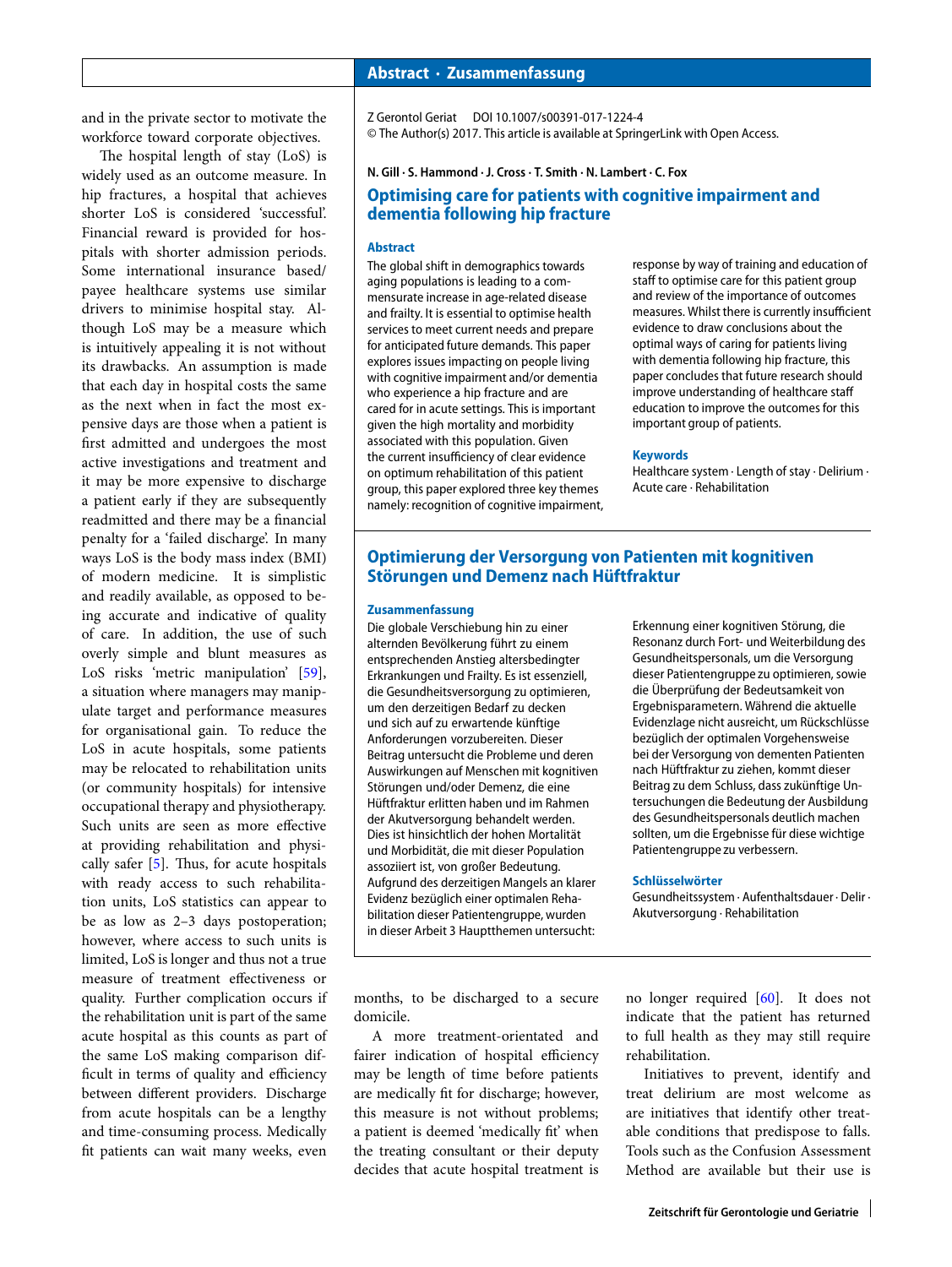and in the private sector to motivate the workforce toward corporate objectives.

The hospital length of stay (LoS) is widely used as an outcome measure. In hip fractures, a hospital that achieves shorter LoS is considered 'successful'. Financial reward is provided for hospitals with shorter admission periods. Some international insurance based/payee healthcare systems use similar drivers to minimise hospital stay. Although LoS may be a measure which is intuitively appealing it is not without its drawbacks. An assumption is made that each day in hospital costs the same as the next when in fact the most expensive days are those when a patient is first admitted and undergoes the most active investigations and treatment and it may be more expensive to discharge a patient early if they are subsequently readmitted and there may be a financial penalty for a 'failed discharge'. In many ways LoS is the body mass index (BMI) of modern medicine. It is simplistic and readily available, as opposed to being accurate and indicative of quality of care. In addition, the use of such overly simple and blunt measures as LoS risks 'metric manipulation' [59], a situation where managers may manipulate target and performance measures for organisational gain. To reduce the LoS in acute hospitals, some patients may be relocated to rehabilitation units (or community hospitals) for intensive occupational therapy and physiotherapy. Such units are seen as more effective at providing rehabilitation and physically safer [5]. Thus, for acute hospitals with ready access to such rehabilitation units, LoS statistics can appear to be as low as 2–3 days postoperation; however, where access to such units is limited, LoS is longer and thus not a true measure of treatment effectiveness or quality. Further complication occurs if the rehabilitation unit is part of the same acute hospital as this counts as part of the same LoS making comparison difficult in terms of quality and efficiency between different providers. Discharge from acute hospitals can be a lengthy and time-consuming process. Medically fit patients can wait many weeks, even months, to be discharged to a secure domicile.

A more treatment-orientated and fairer indication of hospital efficiency may be length of time before patients are medically fit for discharge; however, this measure is not without problems; a patient is deemed 'medically fit' when the treating consultant or their deputy decides that acute hospital treatment is no longer required [60]. It does not indicate that the patient has returned to full health as they may still require rehabilitation.

Initiatives to prevent, identify and treat delirium are most welcome as are initiatives that identify other treatable conditions that predispose to falls. Tools such as the Confusion Assessment Method are available but their use is

## Abstract · Zusammenfassung

Z Gerontol Geriat DOI 10.1007/s00391-017-1224-4
© The Author(s) 2017. This article is available at SpringerLink with Open Access.

**N. Gill · S. Hammond · J. Cross · T. Smith · N. Lambert · C. Fox**

### Optimising care for patients with cognitive impairment and dementia following hip fracture

**Abstract**

The global shift in demographics towards aging populations is leading to a commensurate increase in age-related disease and frailty. It is essential to optimise health services to meet current needs and prepare for anticipated future demands. This paper explores issues impacting on people living with cognitive impairment and/or dementia who experience a hip fracture and are cared for in acute settings. This is important given the high mortality and morbidity associated with this population. Given the current insufficiency of clear evidence on optimum rehabilitation of this patient group, this paper explored three key themes namely: recognition of cognitive impairment, response by way of training and education of staff to optimise care for this patient group and review of the importance of outcomes measures. Whilst there is currently insufficient evidence to draw conclusions about the optimal ways of caring for patients living with dementia following hip fracture, this paper concludes that future research should improve understanding of healthcare staff education to improve the outcomes for this important group of patients.

**Keywords**

Healthcare system · Length of stay · Delirium · Acute care · Rehabilitation

### Optimierung der Versorgung von Patienten mit kognitiven Störungen und Demenz nach Hüftfraktur

**Zusammenfassung**

Die globale Verschiebung hin zu einer alternden Bevölkerung führt zu einem entsprechenden Anstieg altersbedingter Erkrankungen und Frailty. Es ist essenziell, die Gesundheitsversorgung zu optimieren, um den derzeitigen Bedarf zu decken und sich auf zu erwartende künftige Anforderungen vorzubereiten. Dieser Beitrag untersucht die Probleme und deren Auswirkungen auf Menschen mit kognitiven Störungen und/oder Demenz, die eine Hüftfraktur erlitten haben und im Rahmen der Akutversorgung behandelt werden. Dies ist hinsichtlich der hohen Mortalität und Morbidität, die mit dieser Population assoziiert ist, von großer Bedeutung. Aufgrund des derzeitigen Mangels an klarer Evidenz bezüglich einer optimalen Rehabilitation dieser Patientengruppe, wurden in dieser Arbeit 3 Hauptthemen untersucht: Erkennung einer kognitiven Störung, die Resonanz durch Fort- und Weiterbildung des Gesundheitspersonals, um die Versorgung dieser Patientengruppe zu optimieren, sowie die Überprüfung der Bedeutsamkeit von Ergebnisparametern. Während die aktuelle Evidenzlage nicht ausreicht, um Rückschlüsse bezüglich der optimalen Vorgehensweise bei der Versorgung von dementen Patienten nach Hüftfraktur zu ziehen, kommt dieser Beitrag zu dem Schluss, dass zukünftige Untersuchungen die Bedeutung der Ausbildung des Gesundheitspersonals deutlich machen sollten, um die Ergebnisse für diese wichtige Patientengruppe zu verbessern.

**Schlüsselwörter**

Gesundheitssystem · Aufenthaltsdauer · Delir · Akutversorgung · Rehabilitation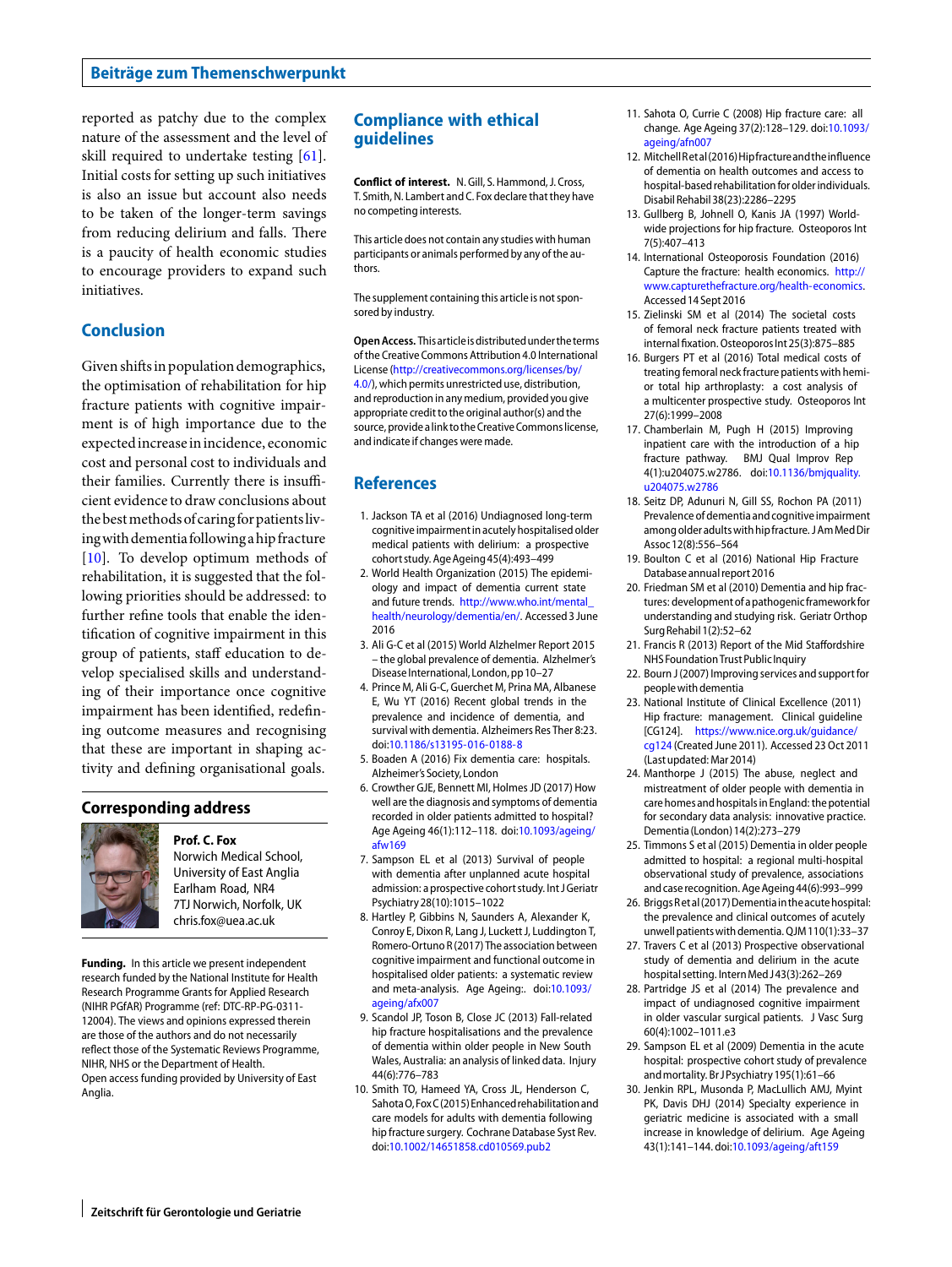reported as patchy due to the complex nature of the assessment and the level of skill required to undertake testing [61]. Initial costs for setting up such initiatives is also an issue but account also needs to be taken of the longer-term savings from reducing delirium and falls. There is a paucity of health economic studies to encourage providers to expand such initiatives.

## Conclusion

Given shifts in population demographics, the optimisation of rehabilitation for hip fracture patients with cognitive impairment is of high importance due to the expected increase in incidence, economic cost and personal cost to individuals and their families. Currently there is insufficient evidence to draw conclusions about the best methods of caring for patients living with dementia following a hip fracture [10]. To develop optimum methods of rehabilitation, it is suggested that the following priorities should be addressed: to further refine tools that enable the identification of cognitive impairment in this group of patients, staff education to develop specialised skills and understanding of their importance once cognitive impairment has been identified, redefining outcome measures and recognising that these are important in shaping activity and defining organisational goals.

## Corresponding address

**Prof. C. Fox**
Norwich Medical School, University of East Anglia
Earlham Road, NR4 7TJ Norwich, Norfolk, UK
chris.fox@uea.ac.uk

**Funding.** In this article we present independent research funded by the National Institute for Health Research Programme Grants for Applied Research (NIHR PGfAR) Programme (ref: DTC-RP-PG-0311-12004). The views and opinions expressed therein are those of the authors and do not necessarily reflect those of the Systematic Reviews Programme, NIHR, NHS or the Department of Health.
Open access funding provided by University of East Anglia.

## Compliance with ethical guidelines

**Conflict of interest.** N. Gill, S. Hammond, J. Cross, T. Smith, N. Lambert and C. Fox declare that they have no competing interests.

This article does not contain any studies with human participants or animals performed by any of the authors.

The supplement containing this article is not sponsored by industry.

**Open Access.** This article is distributed under the terms of the Creative Commons Attribution 4.0 International License (http://creativecommons.org/licenses/by/4.0/), which permits unrestricted use, distribution, and reproduction in any medium, provided you give appropriate credit to the original author(s) and the source, provide a link to the Creative Commons license, and indicate if changes were made.

## References

1. Jackson TA et al (2016) Undiagnosed long-term cognitive impairment in acutely hospitalised older medical patients with delirium: a prospective cohort study. Age Ageing 45(4):493–499
2. World Health Organization (2015) The epidemiology and impact of dementia current state and future trends. http://www.who.int/mental_health/neurology/dementia/en/. Accessed 3 June 2016
3. Ali G-C et al (2015) World Alzhelmer Report 2015 – the global prevalence of dementia. Alzheimer's Disease International, London, pp 10–27
4. Prince M, Ali G-C, Guerchet M, Prina MA, Albanese E, Wu YT (2016) Recent global trends in the prevalence and incidence of dementia, and survival with dementia. Alzheimers Res Ther 8:23. doi:10.1186/s13195-016-0188-8
5. Boaden A (2016) Fix dementia care: hospitals. Alzheimer's Society, London
6. Crowther GJE, Bennett MI, Holmes JD (2017) How well are the diagnosis and symptoms of dementia recorded in older patients admitted to hospital? Age Ageing 46(1):112–118. doi:10.1093/ageing/afw169
7. Sampson EL et al (2013) Survival of people with dementia after unplanned acute hospital admission: a prospective cohort study. Int J Geriatr Psychiatry 28(10):1015–1022
8. Hartley P, Gibbins N, Saunders A, Alexander K, Conroy E, Dixon R, Lang J, Luckett J, Luddington T, Romero-Ortuno R (2017) The association between cognitive impairment and functional outcome in hospitalised older patients: a systematic review and meta-analysis. Age Ageing:. doi:10.1093/ageing/afx007
9. Scandol JP, Toson B, Close JC (2013) Fall-related hip fracture hospitalisations and the prevalence of dementia within older people in New South Wales, Australia: an analysis of linked data. Injury 44(6):776–783
10. Smith TO, Hameed YA, Cross JL, Henderson C, Sahota O, Fox C (2015) Enhanced rehabilitation and care models for adults with dementia following hip fracture surgery. Cochrane Database Syst Rev. doi:10.1002/14651858.cd010569.pub2
11. Sahota O, Currie C (2008) Hip fracture care: all change. Age Ageing 37(2):128–129. doi:10.1093/ageing/afn007
12. Mitchell R et al (2016) Hip fracture and the influence of dementia on health outcomes and access to hospital-based rehabilitation for older individuals. Disabil Rehabil 38(23):2286–2295
13. Gullberg B, Johnell O, Kanis JA (1997) World-wide projections for hip fracture. Osteoporos Int 7(5):407–413
14. International Osteoporosis Foundation (2016) Capture the fracture: health economics. http://www.capturethefracture.org/health-economics. Accessed 14 Sept 2016
15. Zielinski SM et al (2014) The societal costs of femoral neck fracture patients treated with internal fixation. Osteoporos Int 25(3):875–885
16. Burgers PT et al (2016) Total medical costs of treating femoral neck fracture patients with hemi- or total hip arthroplasty: a cost analysis of a multicenter prospective study. Osteoporos Int 27(6):1999–2008
17. Chamberlain M, Pugh H (2015) Improving inpatient care with the introduction of a hip fracture pathway. BMJ Qual Improv Rep 4(1):u204075.w2786. doi:10.1136/bmjquality.u204075.w2786
18. Seitz DP, Adunuri N, Gill SS, Rochon PA (2011) Prevalence of dementia and cognitive impairment among older adults with hip fracture. J Am Med Dir Assoc 12(8):556–564
19. Boulton C et al (2016) National Hip Fracture Database annual report 2016
20. Friedman SM et al (2010) Dementia and hip fractures: development of a pathogenic framework for understanding and studying risk. Geriatr Orthop Surg Rehabil 1(2):52–62
21. Francis R (2013) Report of the Mid Staffordshire NHS Foundation Trust Public Inquiry
22. Bourn J (2007) Improving services and support for people with dementia
23. National Institute of Clinical Excellence (2011) Hip fracture: management. Clinical guideline [CG124]. https://www.nice.org.uk/guidance/cg124 (Created June 2011). Accessed 23 Oct 2011 (Last updated: Mar 2014)
24. Manthorpe J (2015) The abuse, neglect and mistreatment of older people with dementia in care homes and hospitals in England: the potential for secondary data analysis: innovative practice. Dementia (London) 14(2):273–279
25. Timmons S et al (2015) Dementia in older people admitted to hospital: a regional multi-hospital observational study of prevalence, associations and case recognition. Age Ageing 44(6):993–999
26. Briggs R et al (2017) Dementia in the acute hospital: the prevalence and clinical outcomes of acutely unwell patients with dementia. QJM 110(1):33–37
27. Travers C et al (2013) Prospective observational study of dementia and delirium in the acute hospital setting. Intern Med J 43(3):262–269
28. Partridge JS et al (2014) The prevalence and impact of undiagnosed cognitive impairment in older vascular surgical patients. J Vasc Surg 60(4):1002–1011.e3
29. Sampson EL et al (2009) Dementia in the acute hospital: prospective cohort study of prevalence and mortality. Br J Psychiatry 195(1):61–66
30. Jenkin RPL, Musonda P, MacLullich AMJ, Myint PK, Davis DHJ (2014) Specialty experience in geriatric medicine is associated with a small increase in knowledge of delirium. Age Ageing 43(1):141–144. doi:10.1093/ageing/aft159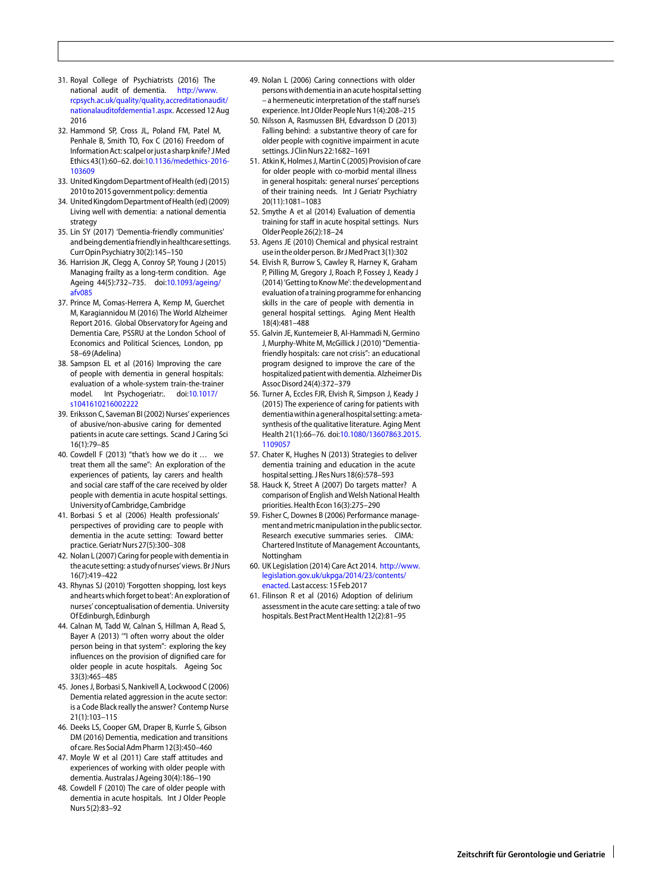31. Royal College of Psychiatrists (2016) The national audit of dementia. http://www.rcpsych.ac.uk/quality/quality,accreditationaudit/nationalauditofdementia1.aspx. Accessed 12 Aug 2016
32. Hammond SP, Cross JL, Poland FM, Patel M, Penhale B, Smith TO, Fox C (2016) Freedom of Information Act: scalpel or just a sharp knife? J Med Ethics 43(1):60–62. doi:10.1136/medethics-2016-103609
33. United Kingdom Department of Health (ed) (2015) 2010 to 2015 government policy: dementia
34. United Kingdom Department of Health (ed) (2009) Living well with dementia: a national dementia strategy
35. Lin SY (2017) 'Dementia-friendly communities' and being dementia friendly in healthcare settings. Curr Opin Psychiatry 30(2):145–150
36. Harrision JK, Clegg A, Conroy SP, Young J (2015) Managing frailty as a long-term condition. Age Ageing 44(5):732–735. doi:10.1093/ageing/afv085
37. Prince M, Comas-Herrera A, Kemp M, Guerchet M, Karagiannidou M (2016) The World Alzheimer Report 2016. Global Observatory for Ageing and Dementia Care, PSSRU at the London School of Economics and Political Sciences, London, pp 58–69 (Adelina)
38. Sampson EL et al (2016) Improving the care of people with dementia in general hospitals: evaluation of a whole-system train-the-trainer model. Int Psychogeriatr:. doi:10.1017/s1041610216002222
39. Eriksson C, Saveman BI (2002) Nurses' experiences of abusive/non-abusive caring for demented patients in acute care settings. Scand J Caring Sci 16(1):79–85
40. Cowdell F (2013) "that's how we do it … we treat them all the same": An exploration of the experiences of patients, lay carers and health and social care staff of the care received by older people with dementia in acute hospital settings. University of Cambridge, Cambridge
41. Borbasi S et al (2006) Health professionals' perspectives of providing care to people with dementia in the acute setting: Toward better practice. Geriatr Nurs 27(5):300–308
42. Nolan L (2007) Caring for people with dementia in the acute setting: a study of nurses' views. Br J Nurs 16(7):419–422
43. Rhynas SJ (2010) 'Forgotten shopping, lost keys and hearts which forget to beat': An exploration of nurses' conceptualisation of dementia. University Of Edinburgh, Edinburgh
44. Calnan M, Tadd W, Calnan S, Hillman A, Read S, Bayer A (2013) '"I often worry about the older person being in that system": exploring the key influences on the provision of dignified care for older people in acute hospitals. Ageing Soc 33(3):465–485
45. Jones J, Borbasi S, Nankivell A, Lockwood C (2006) Dementia related aggression in the acute sector: is a Code Black really the answer? Contemp Nurse 21(1):103–115
46. Deeks LS, Cooper GM, Draper B, Kurrle S, Gibson DM (2016) Dementia, medication and transitions of care. Res Social Adm Pharm 12(3):450–460
47. Moyle W et al (2011) Care staff attitudes and experiences of working with older people with dementia. Australas J Ageing 30(4):186–190
48. Cowdell F (2010) The care of older people with dementia in acute hospitals. Int J Older People Nurs 5(2):83–92
49. Nolan L (2006) Caring connections with older persons with dementia in an acute hospital setting – a hermeneutic interpretation of the staff nurse's experience. Int J Older People Nurs 1(4):208–215
50. Nilsson A, Rasmussen BH, Edvardsson D (2013) Falling behind: a substantive theory of care for older people with cognitive impairment in acute settings. J Clin Nurs 22:1682–1691
51. Atkin K, Holmes J, Martin C (2005) Provision of care for older people with co-morbid mental illness in general hospitals: general nurses' perceptions of their training needs. Int J Geriatr Psychiatry 20(11):1081–1083
52. Smythe A et al (2014) Evaluation of dementia training for staff in acute hospital settings. Nurs Older People 26(2):18–24
53. Agens JE (2010) Chemical and physical restraint use in the older person. Br J Med Pract 3(1):302
54. Elvish R, Burrow S, Cawley R, Harney K, Graham P, Pilling M, Gregory J, Roach P, Fossey J, Keady J (2014) 'Getting to Know Me': the development and evaluation of a training programme for enhancing skills in the care of people with dementia in general hospital settings. Aging Ment Health 18(4):481–488
55. Galvin JE, Kuntemeier B, Al-Hammadi N, Germino J, Murphy-White M, McGillick J (2010) "Dementia-friendly hospitals: care not crisis": an educational program designed to improve the care of the hospitalized patient with dementia. Alzheimer Dis Assoc Disord 24(4):372–379
56. Turner A, Eccles FJR, Elvish R, Simpson J, Keady J (2015) The experience of caring for patients with dementia within a general hospital setting: a meta-synthesis of the qualitative literature. Aging Ment Health 21(1):66–76. doi:10.1080/13607863.2015.1109057
57. Chater K, Hughes N (2013) Strategies to deliver dementia training and education in the acute hospital setting. J Res Nurs 18(6):578–593
58. Hauck K, Street A (2007) Do targets matter? A comparison of English and Welsh National Health priorities. Health Econ 16(3):275–290
59. Fisher C, Downes B (2006) Performance management and metric manipulation in the public sector. Research executive summaries series. CIMA: Chartered Institute of Management Accountants, Nottingham
60. UK Legislation (2014) Care Act 2014. http://www.legislation.gov.uk/ukpga/2014/23/contents/enacted. Last access: 15 Feb 2017
61. Filinson R et al (2016) Adoption of delirium assessment in the acute care setting: a tale of two hospitals. Best Pract Ment Health 12(2):81–95